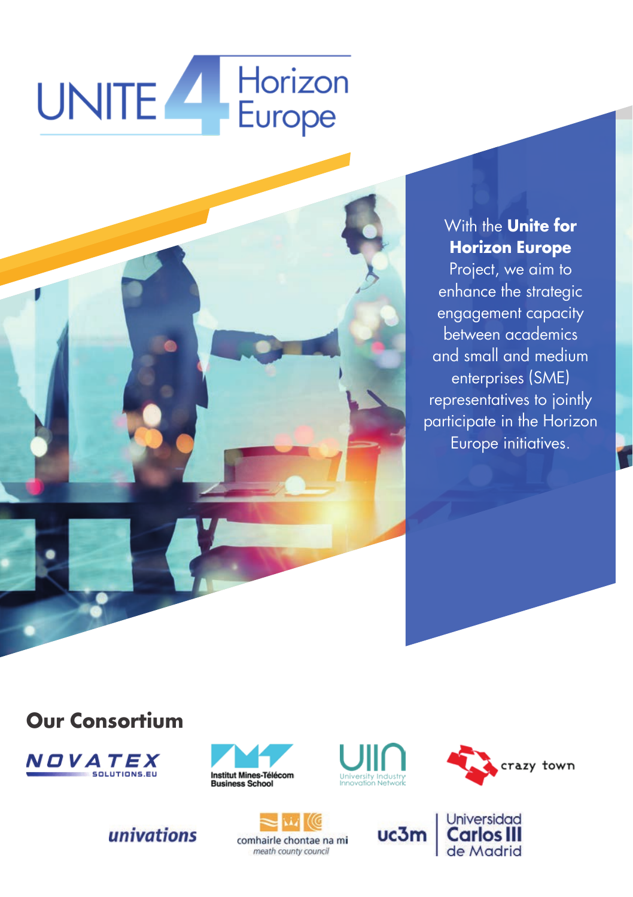# UNITE 4 Horizon Europe

With the **Unite for Horizon Europe** Project, we aim to enhance the strategic engagement capacity between academics and small and medium enterprises (SME) representatives to jointly participate in the Horizon Europe initiatives.

## Our Consortium

NOVATEX SOLUTIONS.EU

Institut Mines-Télécom Business School

UIIN University Industry Innovation Network

crazy town

univations

comhairle chontae na mí
meath county council

uc3m Universidad Carlos III de Madrid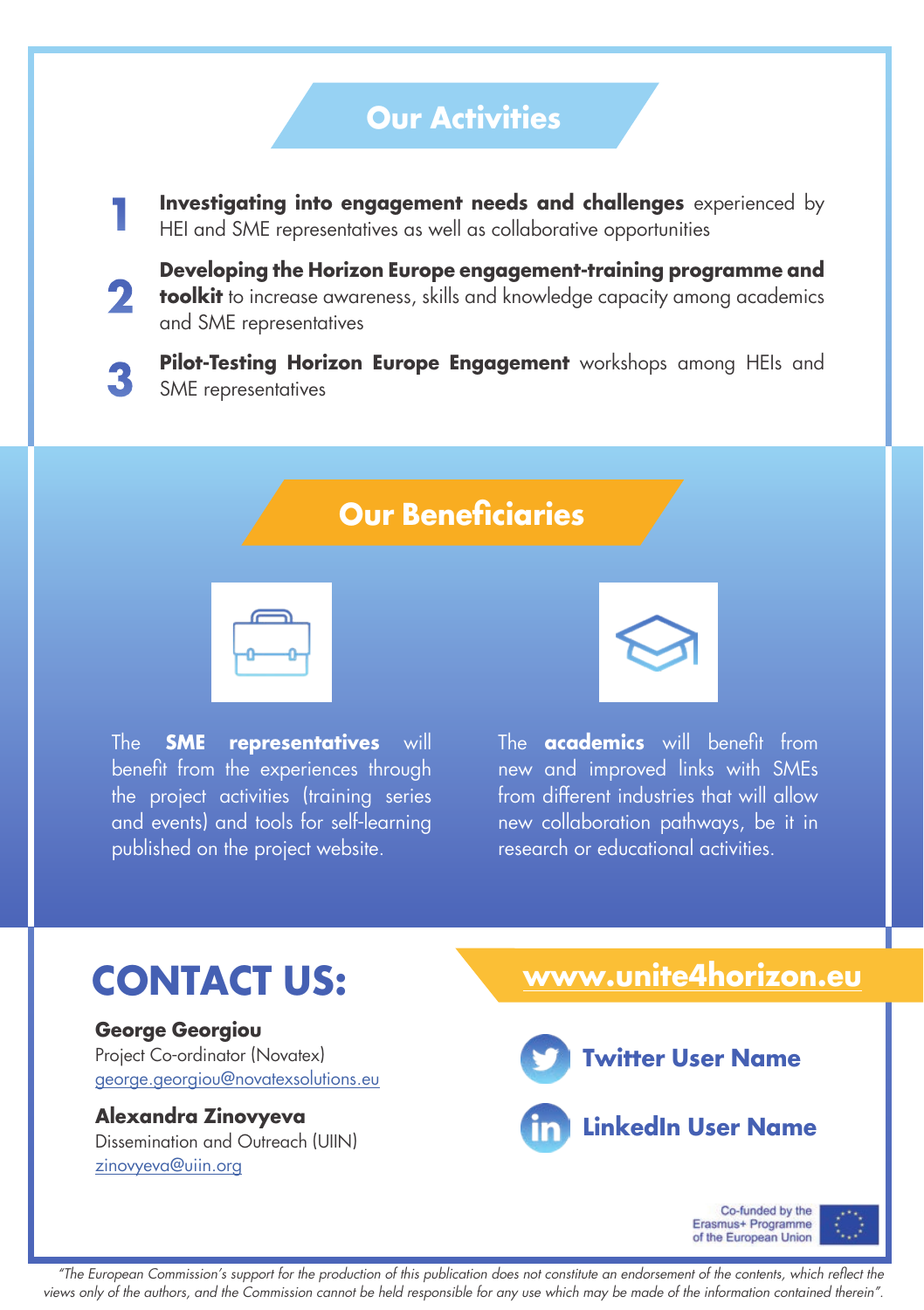## Our Activities

1. **Investigating into engagement needs and challenges** experienced by HEI and SME representatives as well as collaborative opportunities
2. **Developing the Horizon Europe engagement-training programme and toolkit** to increase awareness, skills and knowledge capacity among academics and SME representatives
3. **Pilot-Testing Horizon Europe Engagement** workshops among HEIs and SME representatives

## Our Beneficiaries

The **SME representatives** will benefit from the experiences through the project activities (training series and events) and tools for self-learning published on the project website.

The **academics** will benefit from new and improved links with SMEs from different industries that will allow new collaboration pathways, be it in research or educational activities.

# CONTACT US:

**George Georgiou**
Project Co-ordinator (Novatex)
george.georgiou@novatexsolutions.eu

**Alexandra Zinovyeva**
Dissemination and Outreach (UIIN)
zinovyeva@uiin.org

**www.unite4horizon.eu**

**Twitter User Name**

**LinkedIn User Name**

Co-funded by the Erasmus+ Programme of the European Union

*"The European Commission's support for the production of this publication does not constitute an endorsement of the contents, which reflect the views only of the authors, and the Commission cannot be held responsible for any use which may be made of the information contained therein".*